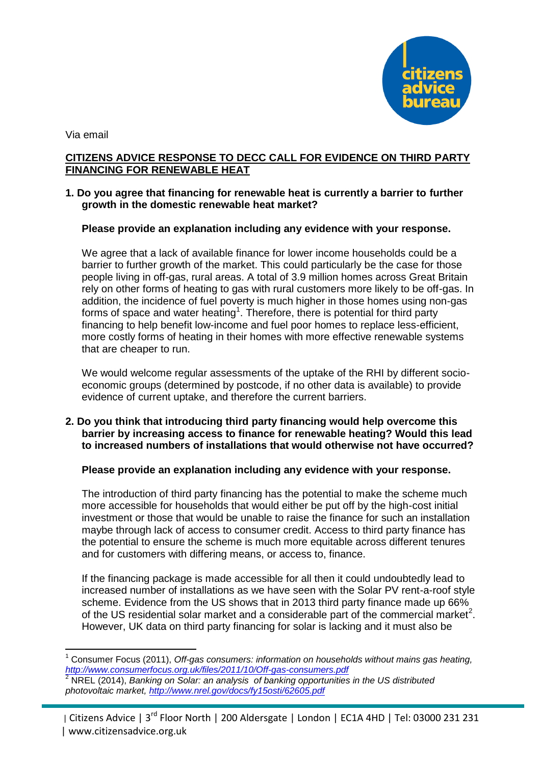Via email

**CITIZENS ADVICE RESPONSE TO DECC CALL FOR EVIDENCE ON THIRD PARTY FINANCING FOR RENEWABLE HEAT**

**1. Do you agree that financing for renewable heat is currently a barrier to further growth in the domestic renewable heat market?**

**Please provide an explanation including any evidence with your response.**

We agree that a lack of available finance for lower income households could be a barrier to further growth of the market. This could particularly be the case for those people living in off-gas, rural areas. A total of 3.9 million homes across Great Britain rely on other forms of heating to gas with rural customers more likely to be off-gas. In addition, the incidence of fuel poverty is much higher in those homes using non-gas forms of space and water heating[1]. Therefore, there is potential for third party financing to help benefit low-income and fuel poor homes to replace less-efficient, more costly forms of heating in their homes with more effective renewable systems that are cheaper to run.

We would welcome regular assessments of the uptake of the RHI by different socio-economic groups (determined by postcode, if no other data is available) to provide evidence of current uptake, and therefore the current barriers.

**2. Do you think that introducing third party financing would help overcome this barrier by increasing access to finance for renewable heating? Would this lead to increased numbers of installations that would otherwise not have occurred?**

**Please provide an explanation including any evidence with your response.**

The introduction of third party financing has the potential to make the scheme much more accessible for households that would either be put off by the high-cost initial investment or those that would be unable to raise the finance for such an installation maybe through lack of access to consumer credit. Access to third party finance has the potential to ensure the scheme is much more equitable across different tenures and for customers with differing means, or access to, finance.

If the financing package is made accessible for all then it could undoubtedly lead to increased number of installations as we have seen with the Solar PV rent-a-roof style scheme. Evidence from the US shows that in 2013 third party finance made up 66% of the US residential solar market and a considerable part of the commercial market[2]. However, UK data on third party financing for solar is lacking and it must also be

[1] Consumer Focus (2011), *Off-gas consumers: information on households without mains gas heating,* *http://www.consumerfocus.org.uk/files/2011/10/Off-gas-consumers.pdf*

[2] NREL (2014), *Banking on Solar: an analysis of banking opportunities in the US distributed photovoltaic market, http://www.nrel.gov/docs/fy15osti/62605.pdf*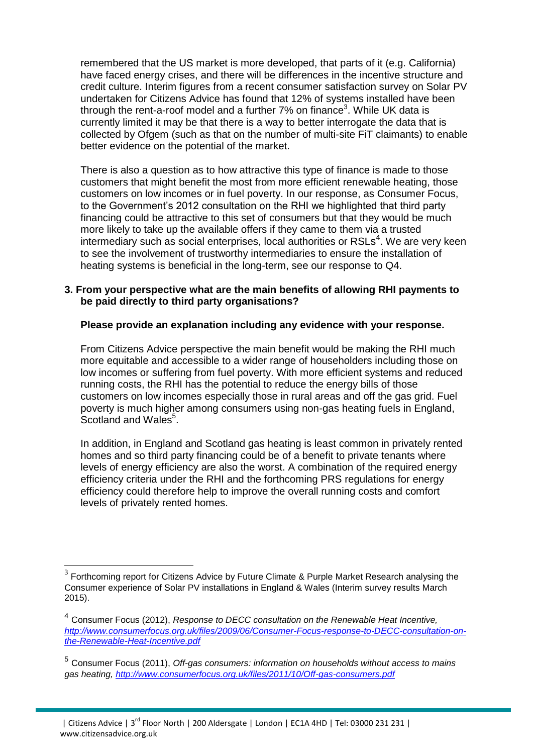remembered that the US market is more developed, that parts of it (e.g. California) have faced energy crises, and there will be differences in the incentive structure and credit culture. Interim figures from a recent consumer satisfaction survey on Solar PV undertaken for Citizens Advice has found that 12% of systems installed have been through the rent-a-roof model and a further 7% on finance[3]. While UK data is currently limited it may be that there is a way to better interrogate the data that is collected by Ofgem (such as that on the number of multi-site FiT claimants) to enable better evidence on the potential of the market.

There is also a question as to how attractive this type of finance is made to those customers that might benefit the most from more efficient renewable heating, those customers on low incomes or in fuel poverty. In our response, as Consumer Focus, to the Government's 2012 consultation on the RHI we highlighted that third party financing could be attractive to this set of consumers but that they would be much more likely to take up the available offers if they came to them via a trusted intermediary such as social enterprises, local authorities or RSLs[4]. We are very keen to see the involvement of trustworthy intermediaries to ensure the installation of heating systems is beneficial in the long-term, see our response to Q4.

**3. From your perspective what are the main benefits of allowing RHI payments to be paid directly to third party organisations?**

**Please provide an explanation including any evidence with your response.**

From Citizens Advice perspective the main benefit would be making the RHI much more equitable and accessible to a wider range of householders including those on low incomes or suffering from fuel poverty. With more efficient systems and reduced running costs, the RHI has the potential to reduce the energy bills of those customers on low incomes especially those in rural areas and off the gas grid. Fuel poverty is much higher among consumers using non-gas heating fuels in England, Scotland and Wales[5].

In addition, in England and Scotland gas heating is least common in privately rented homes and so third party financing could be of a benefit to private tenants where levels of energy efficiency are also the worst. A combination of the required energy efficiency criteria under the RHI and the forthcoming PRS regulations for energy efficiency could therefore help to improve the overall running costs and comfort levels of privately rented homes.

---

[3] Forthcoming report for Citizens Advice by Future Climate & Purple Market Research analysing the Consumer experience of Solar PV installations in England & Wales (Interim survey results March 2015).

[4] Consumer Focus (2012), *Response to DECC consultation on the Renewable Heat Incentive,* *http://www.consumerfocus.org.uk/files/2009/06/Consumer-Focus-response-to-DECC-consultation-on-the-Renewable-Heat-Incentive.pdf*

[5] Consumer Focus (2011), *Off-gas consumers: information on households without access to mains gas heating,* *http://www.consumerfocus.org.uk/files/2011/10/Off-gas-consumers.pdf*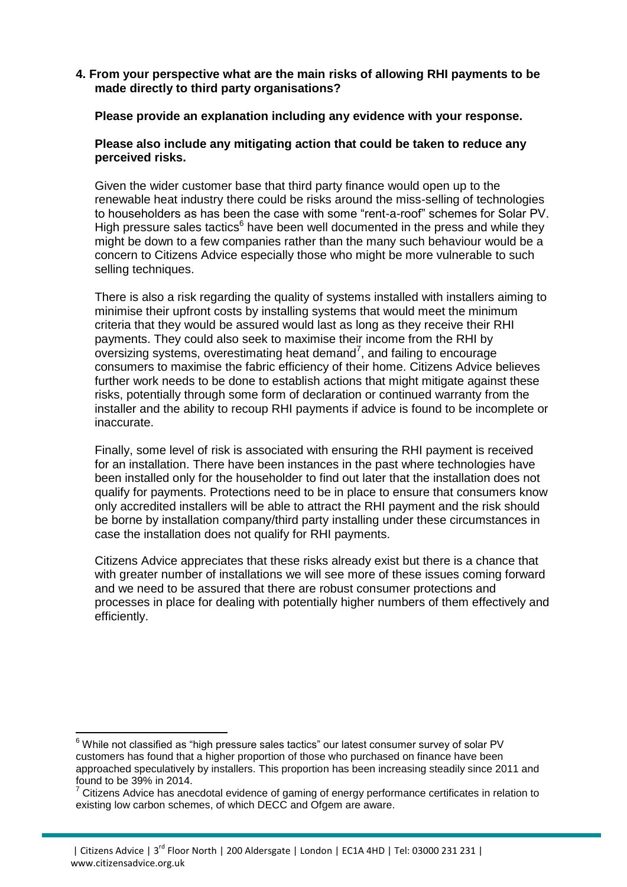**4. From your perspective what are the main risks of allowing RHI payments to be made directly to third party organisations?**

**Please provide an explanation including any evidence with your response.**

**Please also include any mitigating action that could be taken to reduce any perceived risks.**

Given the wider customer base that third party finance would open up to the renewable heat industry there could be risks around the miss-selling of technologies to householders as has been the case with some "rent-a-roof" schemes for Solar PV. High pressure sales tactics[6] have been well documented in the press and while they might be down to a few companies rather than the many such behaviour would be a concern to Citizens Advice especially those who might be more vulnerable to such selling techniques.

There is also a risk regarding the quality of systems installed with installers aiming to minimise their upfront costs by installing systems that would meet the minimum criteria that they would be assured would last as long as they receive their RHI payments. They could also seek to maximise their income from the RHI by oversizing systems, overestimating heat demand[7], and failing to encourage consumers to maximise the fabric efficiency of their home. Citizens Advice believes further work needs to be done to establish actions that might mitigate against these risks, potentially through some form of declaration or continued warranty from the installer and the ability to recoup RHI payments if advice is found to be incomplete or inaccurate.

Finally, some level of risk is associated with ensuring the RHI payment is received for an installation. There have been instances in the past where technologies have been installed only for the householder to find out later that the installation does not qualify for payments. Protections need to be in place to ensure that consumers know only accredited installers will be able to attract the RHI payment and the risk should be borne by installation company/third party installing under these circumstances in case the installation does not qualify for RHI payments.

Citizens Advice appreciates that these risks already exist but there is a chance that with greater number of installations we will see more of these issues coming forward and we need to be assured that there are robust consumer protections and processes in place for dealing with potentially higher numbers of them effectively and efficiently.

---

[6] While not classified as "high pressure sales tactics" our latest consumer survey of solar PV customers has found that a higher proportion of those who purchased on finance have been approached speculatively by installers. This proportion has been increasing steadily since 2011 and found to be 39% in 2014.

[7] Citizens Advice has anecdotal evidence of gaming of energy performance certificates in relation to existing low carbon schemes, of which DECC and Ofgem are aware.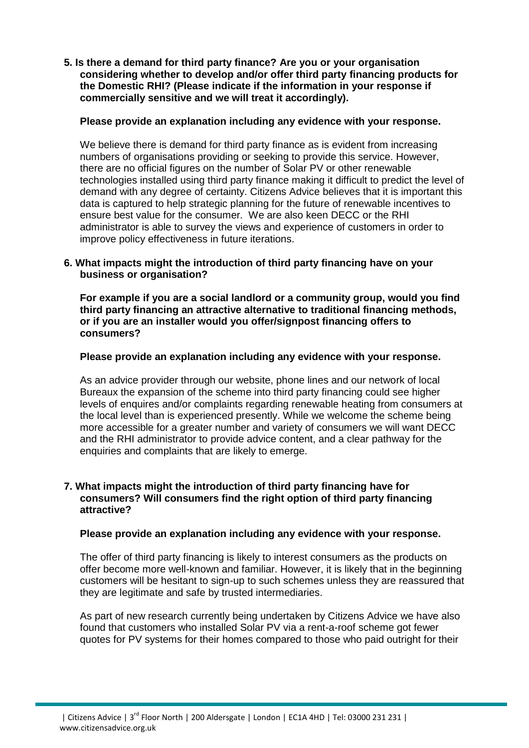**5. Is there a demand for third party finance? Are you or your organisation considering whether to develop and/or offer third party financing products for the Domestic RHI? (Please indicate if the information in your response if commercially sensitive and we will treat it accordingly).**

**Please provide an explanation including any evidence with your response.**

We believe there is demand for third party finance as is evident from increasing numbers of organisations providing or seeking to provide this service. However, there are no official figures on the number of Solar PV or other renewable technologies installed using third party finance making it difficult to predict the level of demand with any degree of certainty. Citizens Advice believes that it is important this data is captured to help strategic planning for the future of renewable incentives to ensure best value for the consumer. We are also keen DECC or the RHI administrator is able to survey the views and experience of customers in order to improve policy effectiveness in future iterations.

**6. What impacts might the introduction of third party financing have on your business or organisation?**

**For example if you are a social landlord or a community group, would you find third party financing an attractive alternative to traditional financing methods, or if you are an installer would you offer/signpost financing offers to consumers?**

**Please provide an explanation including any evidence with your response.**

As an advice provider through our website, phone lines and our network of local Bureaux the expansion of the scheme into third party financing could see higher levels of enquires and/or complaints regarding renewable heating from consumers at the local level than is experienced presently. While we welcome the scheme being more accessible for a greater number and variety of consumers we will want DECC and the RHI administrator to provide advice content, and a clear pathway for the enquiries and complaints that are likely to emerge.

**7. What impacts might the introduction of third party financing have for consumers? Will consumers find the right option of third party financing attractive?**

**Please provide an explanation including any evidence with your response.**

The offer of third party financing is likely to interest consumers as the products on offer become more well-known and familiar. However, it is likely that in the beginning customers will be hesitant to sign-up to such schemes unless they are reassured that they are legitimate and safe by trusted intermediaries.

As part of new research currently being undertaken by Citizens Advice we have also found that customers who installed Solar PV via a rent-a-roof scheme got fewer quotes for PV systems for their homes compared to those who paid outright for their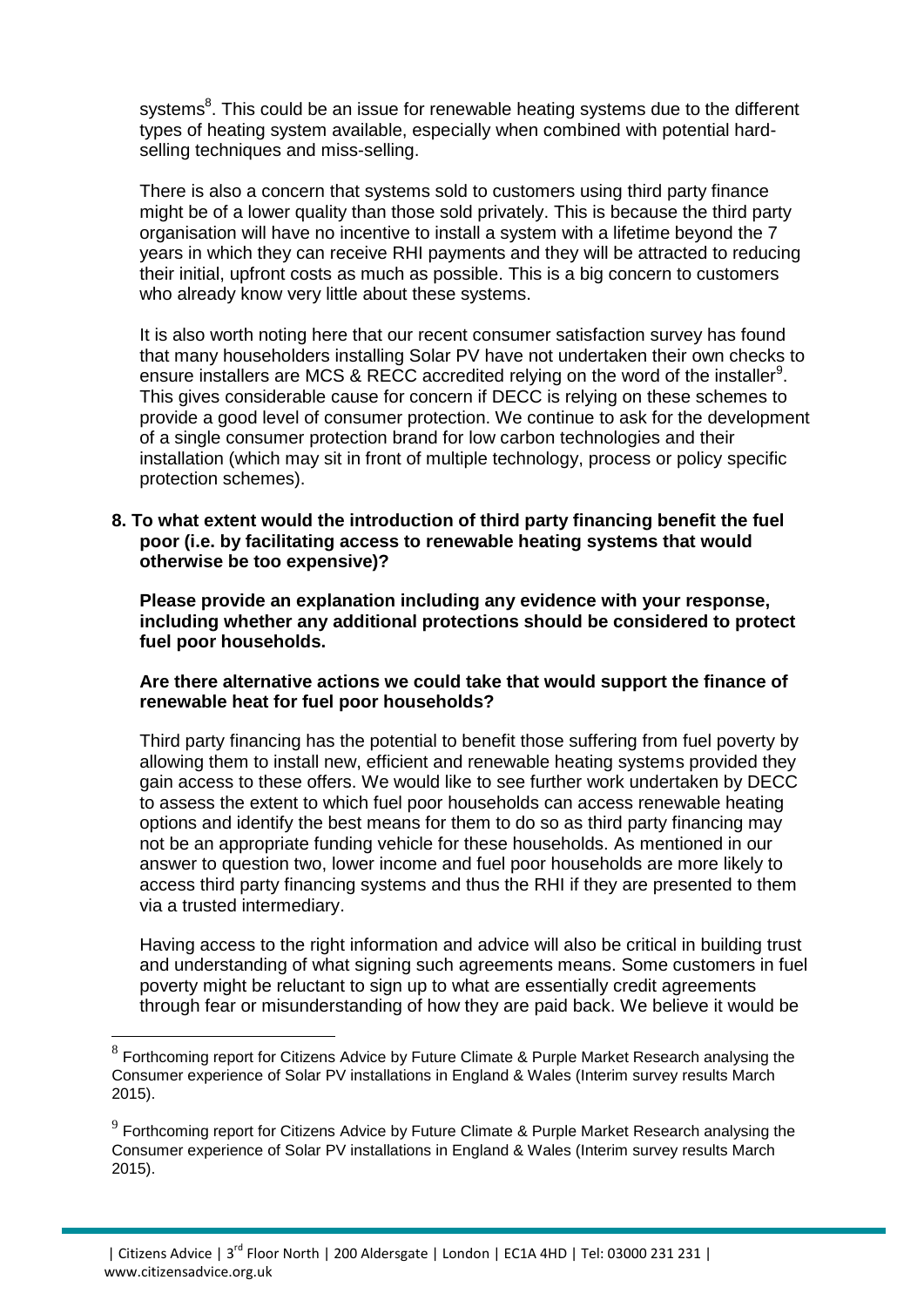systems[8]. This could be an issue for renewable heating systems due to the different types of heating system available, especially when combined with potential hard-selling techniques and miss-selling.

There is also a concern that systems sold to customers using third party finance might be of a lower quality than those sold privately. This is because the third party organisation will have no incentive to install a system with a lifetime beyond the 7 years in which they can receive RHI payments and they will be attracted to reducing their initial, upfront costs as much as possible. This is a big concern to customers who already know very little about these systems.

It is also worth noting here that our recent consumer satisfaction survey has found that many householders installing Solar PV have not undertaken their own checks to ensure installers are MCS & RECC accredited relying on the word of the installer[9]. This gives considerable cause for concern if DECC is relying on these schemes to provide a good level of consumer protection. We continue to ask for the development of a single consumer protection brand for low carbon technologies and their installation (which may sit in front of multiple technology, process or policy specific protection schemes).

**8. To what extent would the introduction of third party financing benefit the fuel poor (i.e. by facilitating access to renewable heating systems that would otherwise be too expensive)?**

**Please provide an explanation including any evidence with your response, including whether any additional protections should be considered to protect fuel poor households.**

**Are there alternative actions we could take that would support the finance of renewable heat for fuel poor households?**

Third party financing has the potential to benefit those suffering from fuel poverty by allowing them to install new, efficient and renewable heating systems provided they gain access to these offers. We would like to see further work undertaken by DECC to assess the extent to which fuel poor households can access renewable heating options and identify the best means for them to do so as third party financing may not be an appropriate funding vehicle for these households. As mentioned in our answer to question two, lower income and fuel poor households are more likely to access third party financing systems and thus the RHI if they are presented to them via a trusted intermediary.

Having access to the right information and advice will also be critical in building trust and understanding of what signing such agreements means. Some customers in fuel poverty might be reluctant to sign up to what are essentially credit agreements through fear or misunderstanding of how they are paid back. We believe it would be

[8] Forthcoming report for Citizens Advice by Future Climate & Purple Market Research analysing the Consumer experience of Solar PV installations in England & Wales (Interim survey results March 2015).

[9] Forthcoming report for Citizens Advice by Future Climate & Purple Market Research analysing the Consumer experience of Solar PV installations in England & Wales (Interim survey results March 2015).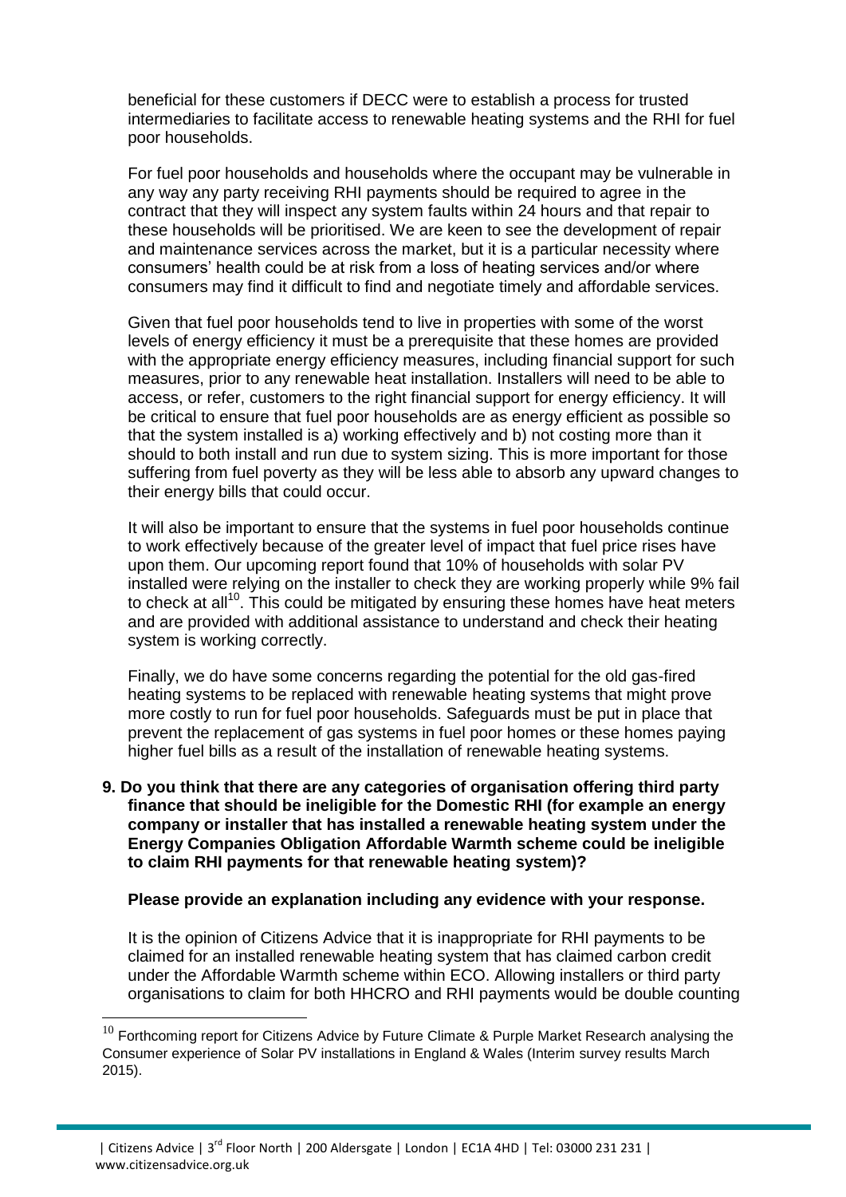beneficial for these customers if DECC were to establish a process for trusted intermediaries to facilitate access to renewable heating systems and the RHI for fuel poor households.

For fuel poor households and households where the occupant may be vulnerable in any way any party receiving RHI payments should be required to agree in the contract that they will inspect any system faults within 24 hours and that repair to these households will be prioritised. We are keen to see the development of repair and maintenance services across the market, but it is a particular necessity where consumers' health could be at risk from a loss of heating services and/or where consumers may find it difficult to find and negotiate timely and affordable services.

Given that fuel poor households tend to live in properties with some of the worst levels of energy efficiency it must be a prerequisite that these homes are provided with the appropriate energy efficiency measures, including financial support for such measures, prior to any renewable heat installation. Installers will need to be able to access, or refer, customers to the right financial support for energy efficiency. It will be critical to ensure that fuel poor households are as energy efficient as possible so that the system installed is a) working effectively and b) not costing more than it should to both install and run due to system sizing. This is more important for those suffering from fuel poverty as they will be less able to absorb any upward changes to their energy bills that could occur.

It will also be important to ensure that the systems in fuel poor households continue to work effectively because of the greater level of impact that fuel price rises have upon them. Our upcoming report found that 10% of households with solar PV installed were relying on the installer to check they are working properly while 9% fail to check at all[10]. This could be mitigated by ensuring these homes have heat meters and are provided with additional assistance to understand and check their heating system is working correctly.

Finally, we do have some concerns regarding the potential for the old gas-fired heating systems to be replaced with renewable heating systems that might prove more costly to run for fuel poor households. Safeguards must be put in place that prevent the replacement of gas systems in fuel poor homes or these homes paying higher fuel bills as a result of the installation of renewable heating systems.

**9. Do you think that there are any categories of organisation offering third party finance that should be ineligible for the Domestic RHI (for example an energy company or installer that has installed a renewable heating system under the Energy Companies Obligation Affordable Warmth scheme could be ineligible to claim RHI payments for that renewable heating system)?**

**Please provide an explanation including any evidence with your response.**

It is the opinion of Citizens Advice that it is inappropriate for RHI payments to be claimed for an installed renewable heating system that has claimed carbon credit under the Affordable Warmth scheme within ECO. Allowing installers or third party organisations to claim for both HHCRO and RHI payments would be double counting

---

[10] Forthcoming report for Citizens Advice by Future Climate & Purple Market Research analysing the Consumer experience of Solar PV installations in England & Wales (Interim survey results March 2015).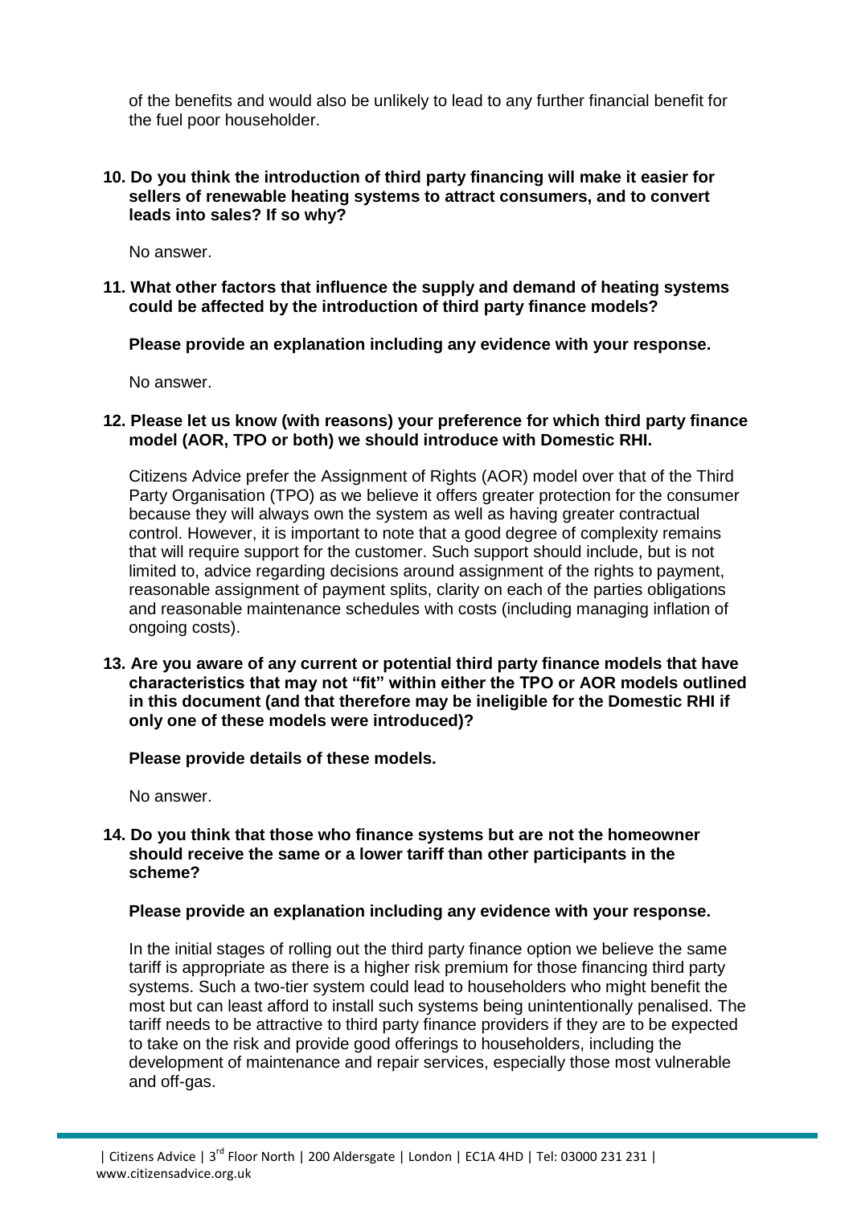of the benefits and would also be unlikely to lead to any further financial benefit for the fuel poor householder.

**10. Do you think the introduction of third party financing will make it easier for sellers of renewable heating systems to attract consumers, and to convert leads into sales? If so why?**

No answer.

**11. What other factors that influence the supply and demand of heating systems could be affected by the introduction of third party finance models?**

**Please provide an explanation including any evidence with your response.**

No answer.

**12. Please let us know (with reasons) your preference for which third party finance model (AOR, TPO or both) we should introduce with Domestic RHI.**

Citizens Advice prefer the Assignment of Rights (AOR) model over that of the Third Party Organisation (TPO) as we believe it offers greater protection for the consumer because they will always own the system as well as having greater contractual control. However, it is important to note that a good degree of complexity remains that will require support for the customer. Such support should include, but is not limited to, advice regarding decisions around assignment of the rights to payment, reasonable assignment of payment splits, clarity on each of the parties obligations and reasonable maintenance schedules with costs (including managing inflation of ongoing costs).

**13. Are you aware of any current or potential third party finance models that have characteristics that may not "fit" within either the TPO or AOR models outlined in this document (and that therefore may be ineligible for the Domestic RHI if only one of these models were introduced)?**

**Please provide details of these models.**

No answer.

**14. Do you think that those who finance systems but are not the homeowner should receive the same or a lower tariff than other participants in the scheme?**

**Please provide an explanation including any evidence with your response.**

In the initial stages of rolling out the third party finance option we believe the same tariff is appropriate as there is a higher risk premium for those financing third party systems. Such a two-tier system could lead to householders who might benefit the most but can least afford to install such systems being unintentionally penalised. The tariff needs to be attractive to third party finance providers if they are to be expected to take on the risk and provide good offerings to householders, including the development of maintenance and repair services, especially those most vulnerable and off-gas.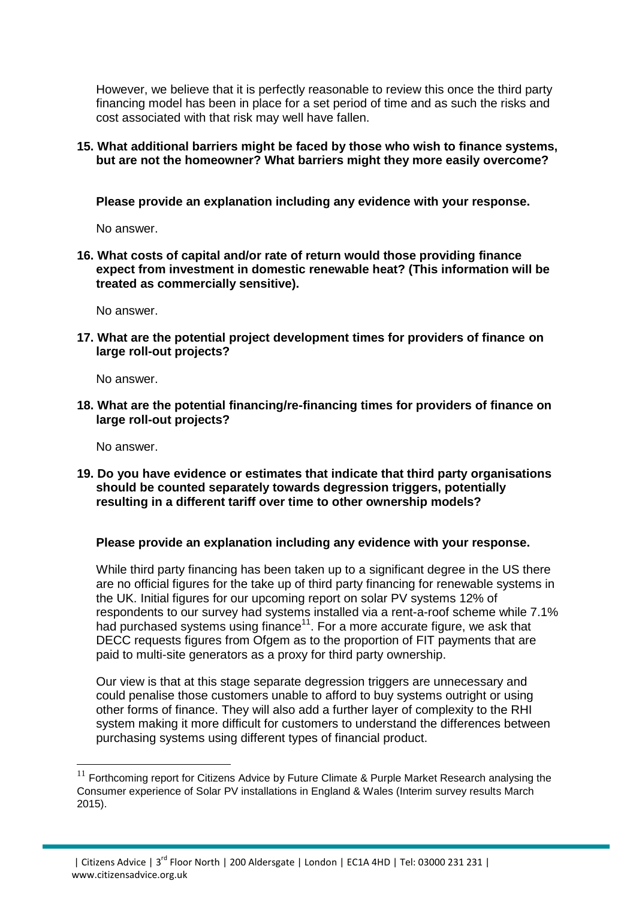However, we believe that it is perfectly reasonable to review this once the third party financing model has been in place for a set period of time and as such the risks and cost associated with that risk may well have fallen.

**15. What additional barriers might be faced by those who wish to finance systems, but are not the homeowner? What barriers might they more easily overcome?**

**Please provide an explanation including any evidence with your response.**

No answer.

**16. What costs of capital and/or rate of return would those providing finance expect from investment in domestic renewable heat? (This information will be treated as commercially sensitive).**

No answer.

**17. What are the potential project development times for providers of finance on large roll-out projects?**

No answer.

**18. What are the potential financing/re-financing times for providers of finance on large roll-out projects?**

No answer.

**19. Do you have evidence or estimates that indicate that third party organisations should be counted separately towards degression triggers, potentially resulting in a different tariff over time to other ownership models?**

**Please provide an explanation including any evidence with your response.**

While third party financing has been taken up to a significant degree in the US there are no official figures for the take up of third party financing for renewable systems in the UK. Initial figures for our upcoming report on solar PV systems 12% of respondents to our survey had systems installed via a rent-a-roof scheme while 7.1% had purchased systems using finance[11]. For a more accurate figure, we ask that DECC requests figures from Ofgem as to the proportion of FIT payments that are paid to multi-site generators as a proxy for third party ownership.

Our view is that at this stage separate degression triggers are unnecessary and could penalise those customers unable to afford to buy systems outright or using other forms of finance. They will also add a further layer of complexity to the RHI system making it more difficult for customers to understand the differences between purchasing systems using different types of financial product.

[11] Forthcoming report for Citizens Advice by Future Climate & Purple Market Research analysing the Consumer experience of Solar PV installations in England & Wales (Interim survey results March 2015).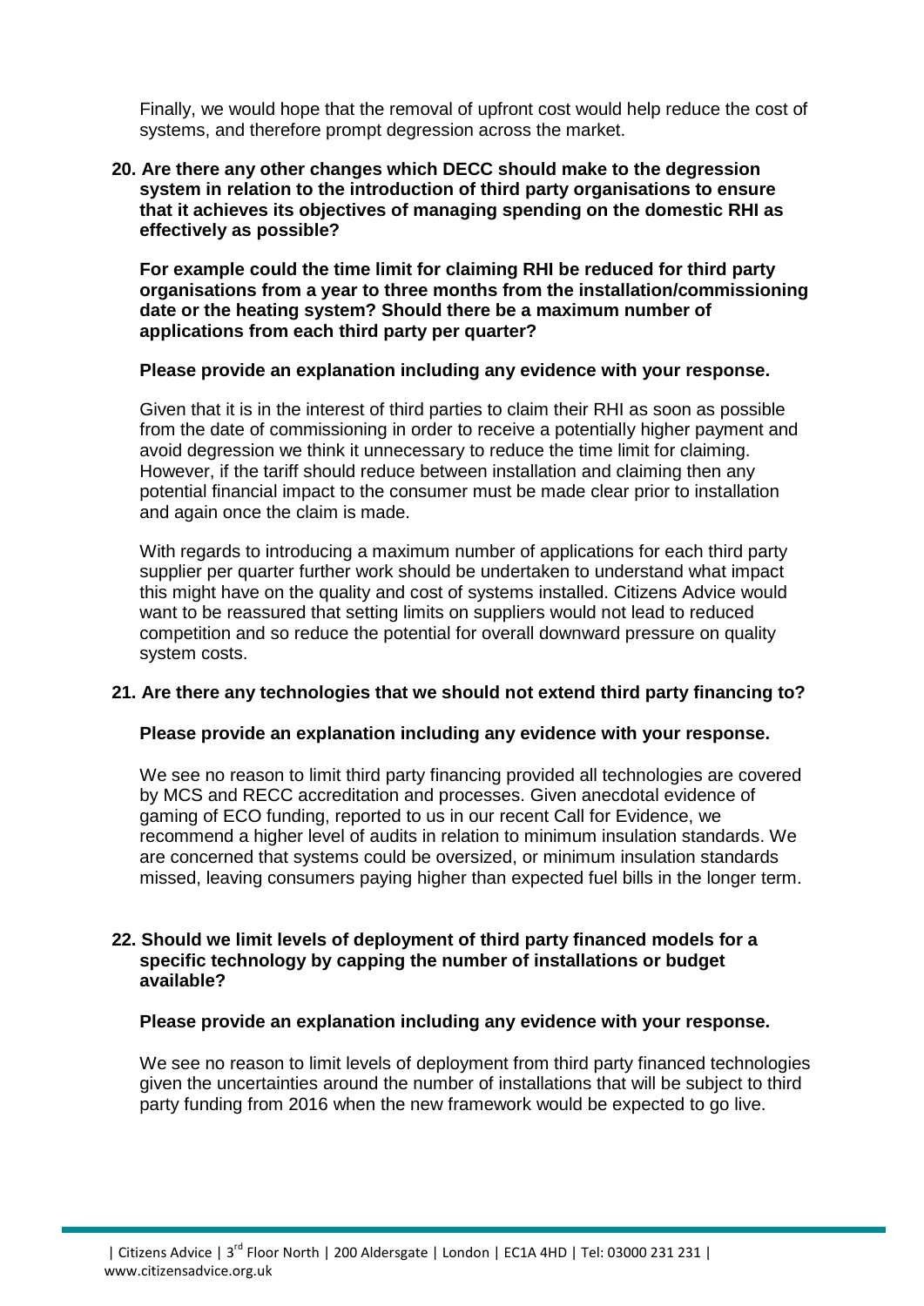Finally, we would hope that the removal of upfront cost would help reduce the cost of systems, and therefore prompt degression across the market.

**20. Are there any other changes which DECC should make to the degression system in relation to the introduction of third party organisations to ensure that it achieves its objectives of managing spending on the domestic RHI as effectively as possible?**

**For example could the time limit for claiming RHI be reduced for third party organisations from a year to three months from the installation/commissioning date or the heating system? Should there be a maximum number of applications from each third party per quarter?**

**Please provide an explanation including any evidence with your response.**

Given that it is in the interest of third parties to claim their RHI as soon as possible from the date of commissioning in order to receive a potentially higher payment and avoid degression we think it unnecessary to reduce the time limit for claiming. However, if the tariff should reduce between installation and claiming then any potential financial impact to the consumer must be made clear prior to installation and again once the claim is made.

With regards to introducing a maximum number of applications for each third party supplier per quarter further work should be undertaken to understand what impact this might have on the quality and cost of systems installed. Citizens Advice would want to be reassured that setting limits on suppliers would not lead to reduced competition and so reduce the potential for overall downward pressure on quality system costs.

**21. Are there any technologies that we should not extend third party financing to?**

**Please provide an explanation including any evidence with your response.**

We see no reason to limit third party financing provided all technologies are covered by MCS and RECC accreditation and processes. Given anecdotal evidence of gaming of ECO funding, reported to us in our recent Call for Evidence, we recommend a higher level of audits in relation to minimum insulation standards. We are concerned that systems could be oversized, or minimum insulation standards missed, leaving consumers paying higher than expected fuel bills in the longer term.

**22. Should we limit levels of deployment of third party financed models for a specific technology by capping the number of installations or budget available?**

**Please provide an explanation including any evidence with your response.**

We see no reason to limit levels of deployment from third party financed technologies given the uncertainties around the number of installations that will be subject to third party funding from 2016 when the new framework would be expected to go live.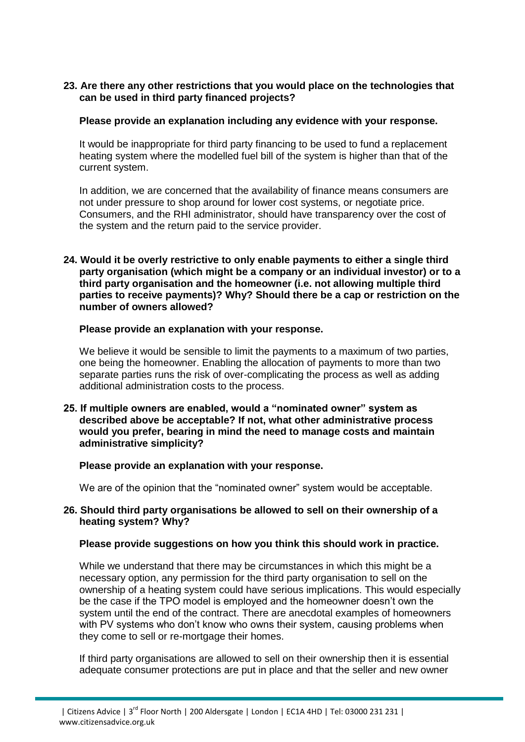**23. Are there any other restrictions that you would place on the technologies that can be used in third party financed projects?**

**Please provide an explanation including any evidence with your response.**

It would be inappropriate for third party financing to be used to fund a replacement heating system where the modelled fuel bill of the system is higher than that of the current system.

In addition, we are concerned that the availability of finance means consumers are not under pressure to shop around for lower cost systems, or negotiate price. Consumers, and the RHI administrator, should have transparency over the cost of the system and the return paid to the service provider.

**24. Would it be overly restrictive to only enable payments to either a single third party organisation (which might be a company or an individual investor) or to a third party organisation and the homeowner (i.e. not allowing multiple third parties to receive payments)? Why? Should there be a cap or restriction on the number of owners allowed?**

**Please provide an explanation with your response.**

We believe it would be sensible to limit the payments to a maximum of two parties, one being the homeowner. Enabling the allocation of payments to more than two separate parties runs the risk of over-complicating the process as well as adding additional administration costs to the process.

**25. If multiple owners are enabled, would a "nominated owner" system as described above be acceptable? If not, what other administrative process would you prefer, bearing in mind the need to manage costs and maintain administrative simplicity?**

**Please provide an explanation with your response.**

We are of the opinion that the "nominated owner" system would be acceptable.

**26. Should third party organisations be allowed to sell on their ownership of a heating system? Why?**

**Please provide suggestions on how you think this should work in practice.**

While we understand that there may be circumstances in which this might be a necessary option, any permission for the third party organisation to sell on the ownership of a heating system could have serious implications. This would especially be the case if the TPO model is employed and the homeowner doesn't own the system until the end of the contract. There are anecdotal examples of homeowners with PV systems who don't know who owns their system, causing problems when they come to sell or re-mortgage their homes.

If third party organisations are allowed to sell on their ownership then it is essential adequate consumer protections are put in place and that the seller and new owner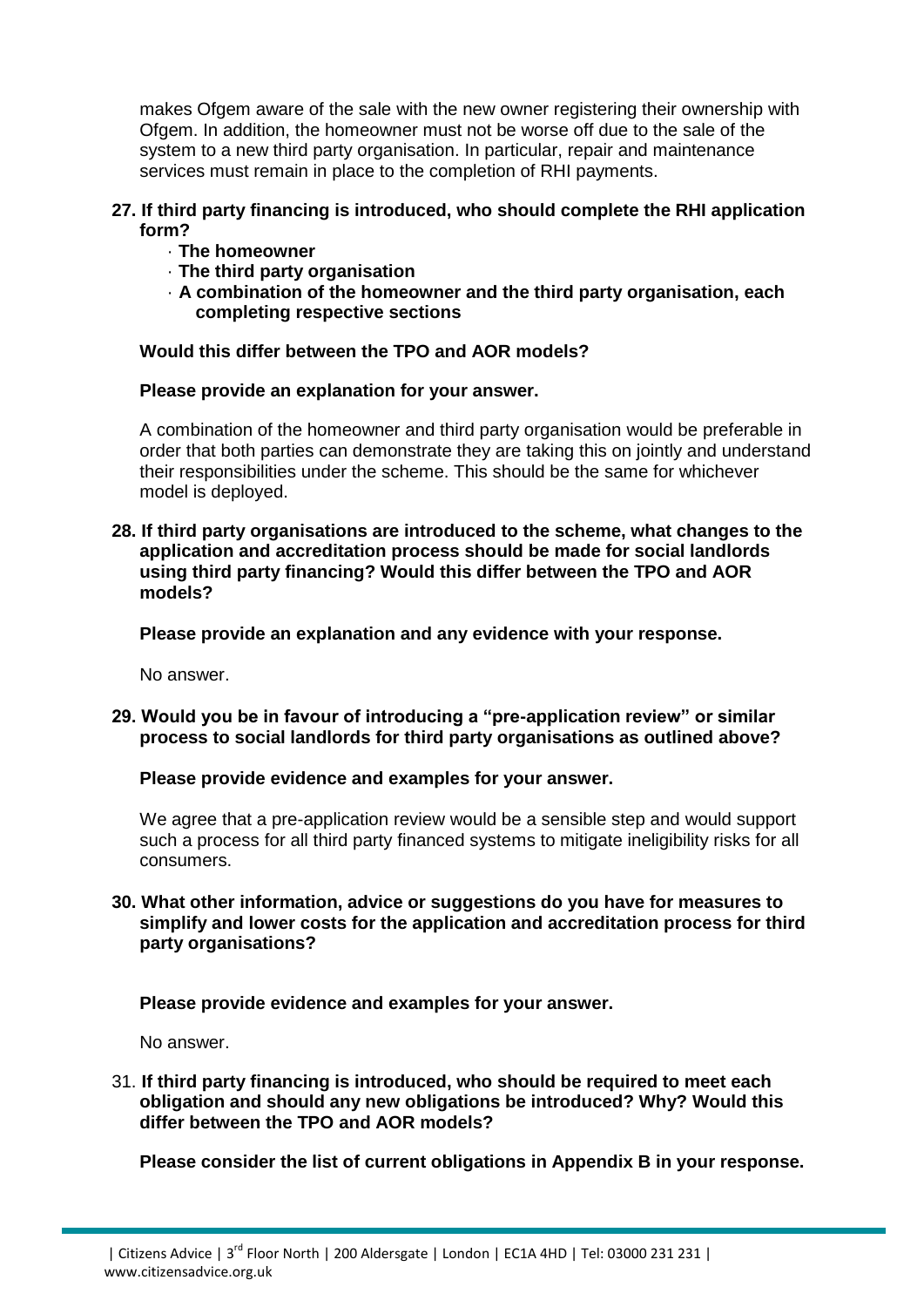makes Ofgem aware of the sale with the new owner registering their ownership with Ofgem. In addition, the homeowner must not be worse off due to the sale of the system to a new third party organisation. In particular, repair and maintenance services must remain in place to the completion of RHI payments.

**27. If third party financing is introduced, who should complete the RHI application form?**

- **The homeowner**
- **The third party organisation**
- **A combination of the homeowner and the third party organisation, each completing respective sections**

**Would this differ between the TPO and AOR models?**

**Please provide an explanation for your answer.**

A combination of the homeowner and third party organisation would be preferable in order that both parties can demonstrate they are taking this on jointly and understand their responsibilities under the scheme. This should be the same for whichever model is deployed.

**28. If third party organisations are introduced to the scheme, what changes to the application and accreditation process should be made for social landlords using third party financing? Would this differ between the TPO and AOR models?**

**Please provide an explanation and any evidence with your response.**

No answer.

**29. Would you be in favour of introducing a "pre-application review" or similar process to social landlords for third party organisations as outlined above?**

**Please provide evidence and examples for your answer.**

We agree that a pre-application review would be a sensible step and would support such a process for all third party financed systems to mitigate ineligibility risks for all consumers.

**30. What other information, advice or suggestions do you have for measures to simplify and lower costs for the application and accreditation process for third party organisations?**

**Please provide evidence and examples for your answer.**

No answer.

31. **If third party financing is introduced, who should be required to meet each obligation and should any new obligations be introduced? Why? Would this differ between the TPO and AOR models?**

**Please consider the list of current obligations in Appendix B in your response.**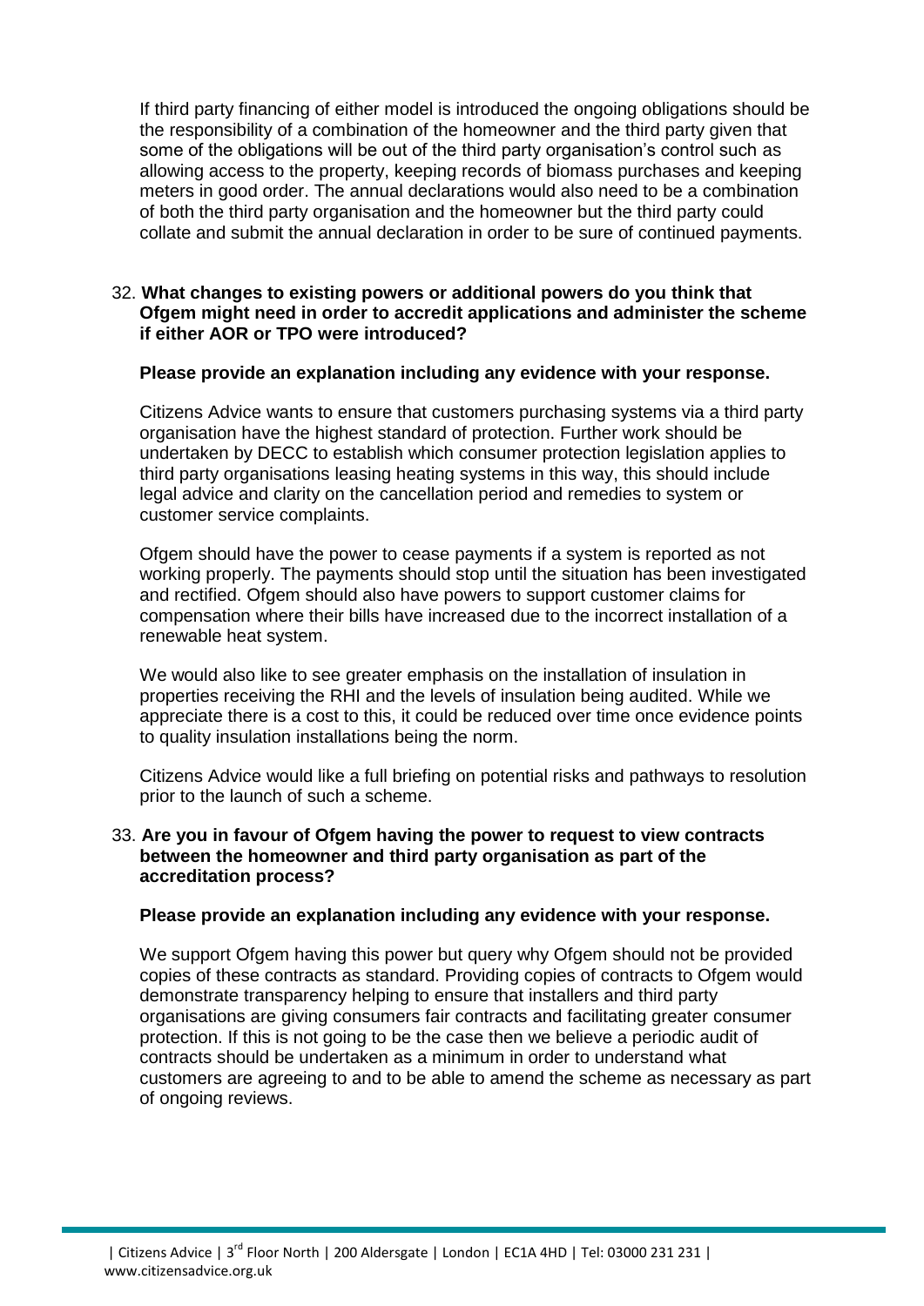If third party financing of either model is introduced the ongoing obligations should be the responsibility of a combination of the homeowner and the third party given that some of the obligations will be out of the third party organisation's control such as allowing access to the property, keeping records of biomass purchases and keeping meters in good order. The annual declarations would also need to be a combination of both the third party organisation and the homeowner but the third party could collate and submit the annual declaration in order to be sure of continued payments.

32. **What changes to existing powers or additional powers do you think that Ofgem might need in order to accredit applications and administer the scheme if either AOR or TPO were introduced?**

    **Please provide an explanation including any evidence with your response.**

    Citizens Advice wants to ensure that customers purchasing systems via a third party organisation have the highest standard of protection. Further work should be undertaken by DECC to establish which consumer protection legislation applies to third party organisations leasing heating systems in this way, this should include legal advice and clarity on the cancellation period and remedies to system or customer service complaints.

    Ofgem should have the power to cease payments if a system is reported as not working properly. The payments should stop until the situation has been investigated and rectified. Ofgem should also have powers to support customer claims for compensation where their bills have increased due to the incorrect installation of a renewable heat system.

    We would also like to see greater emphasis on the installation of insulation in properties receiving the RHI and the levels of insulation being audited. While we appreciate there is a cost to this, it could be reduced over time once evidence points to quality insulation installations being the norm.

    Citizens Advice would like a full briefing on potential risks and pathways to resolution prior to the launch of such a scheme.

33. **Are you in favour of Ofgem having the power to request to view contracts between the homeowner and third party organisation as part of the accreditation process?**

    **Please provide an explanation including any evidence with your response.**

    We support Ofgem having this power but query why Ofgem should not be provided copies of these contracts as standard. Providing copies of contracts to Ofgem would demonstrate transparency helping to ensure that installers and third party organisations are giving consumers fair contracts and facilitating greater consumer protection. If this is not going to be the case then we believe a periodic audit of contracts should be undertaken as a minimum in order to understand what customers are agreeing to and to be able to amend the scheme as necessary as part of ongoing reviews.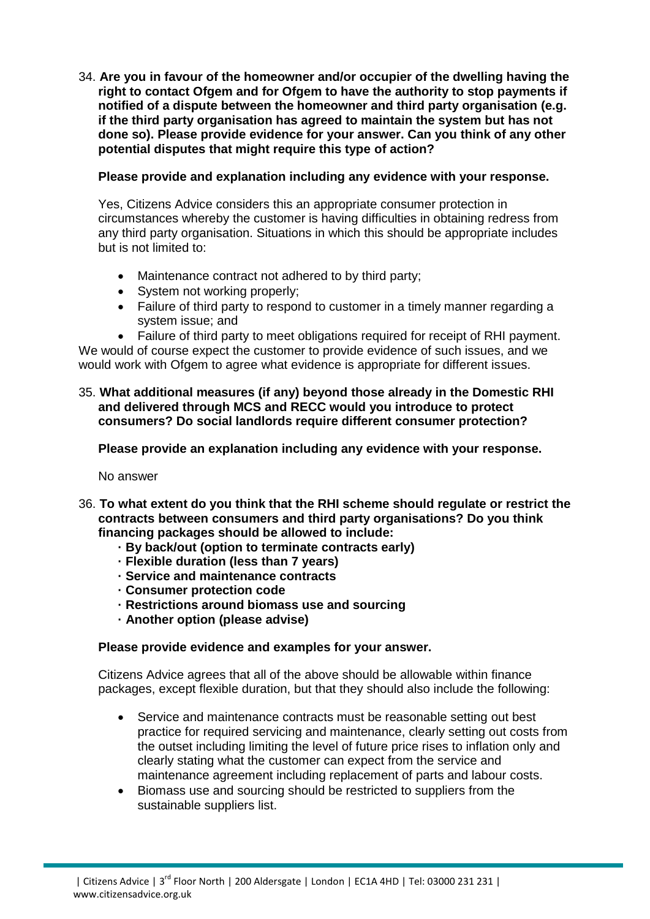34. **Are you in favour of the homeowner and/or occupier of the dwelling having the right to contact Ofgem and for Ofgem to have the authority to stop payments if notified of a dispute between the homeowner and third party organisation (e.g. if the third party organisation has agreed to maintain the system but has not done so). Please provide evidence for your answer. Can you think of any other potential disputes that might require this type of action?**

    **Please provide and explanation including any evidence with your response.**

    Yes, Citizens Advice considers this an appropriate consumer protection in circumstances whereby the customer is having difficulties in obtaining redress from any third party organisation. Situations in which this should be appropriate includes but is not limited to:

    - Maintenance contract not adhered to by third party;
    - System not working properly;
    - Failure of third party to respond to customer in a timely manner regarding a system issue; and
    - Failure of third party to meet obligations required for receipt of RHI payment.

We would of course expect the customer to provide evidence of such issues, and we would work with Ofgem to agree what evidence is appropriate for different issues.

35. **What additional measures (if any) beyond those already in the Domestic RHI and delivered through MCS and RECC would you introduce to protect consumers? Do social landlords require different consumer protection?**

    **Please provide an explanation including any evidence with your response.**

    No answer

36. **To what extent do you think that the RHI scheme should regulate or restrict the contracts between consumers and third party organisations? Do you think financing packages should be allowed to include:**
    - **By back/out (option to terminate contracts early)**
    - **Flexible duration (less than 7 years)**
    - **Service and maintenance contracts**
    - **Consumer protection code**
    - **Restrictions around biomass use and sourcing**
    - **Another option (please advise)**

    **Please provide evidence and examples for your answer.**

    Citizens Advice agrees that all of the above should be allowable within finance packages, except flexible duration, but that they should also include the following:

    - Service and maintenance contracts must be reasonable setting out best practice for required servicing and maintenance, clearly setting out costs from the outset including limiting the level of future price rises to inflation only and clearly stating what the customer can expect from the service and maintenance agreement including replacement of parts and labour costs.
    - Biomass use and sourcing should be restricted to suppliers from the sustainable suppliers list.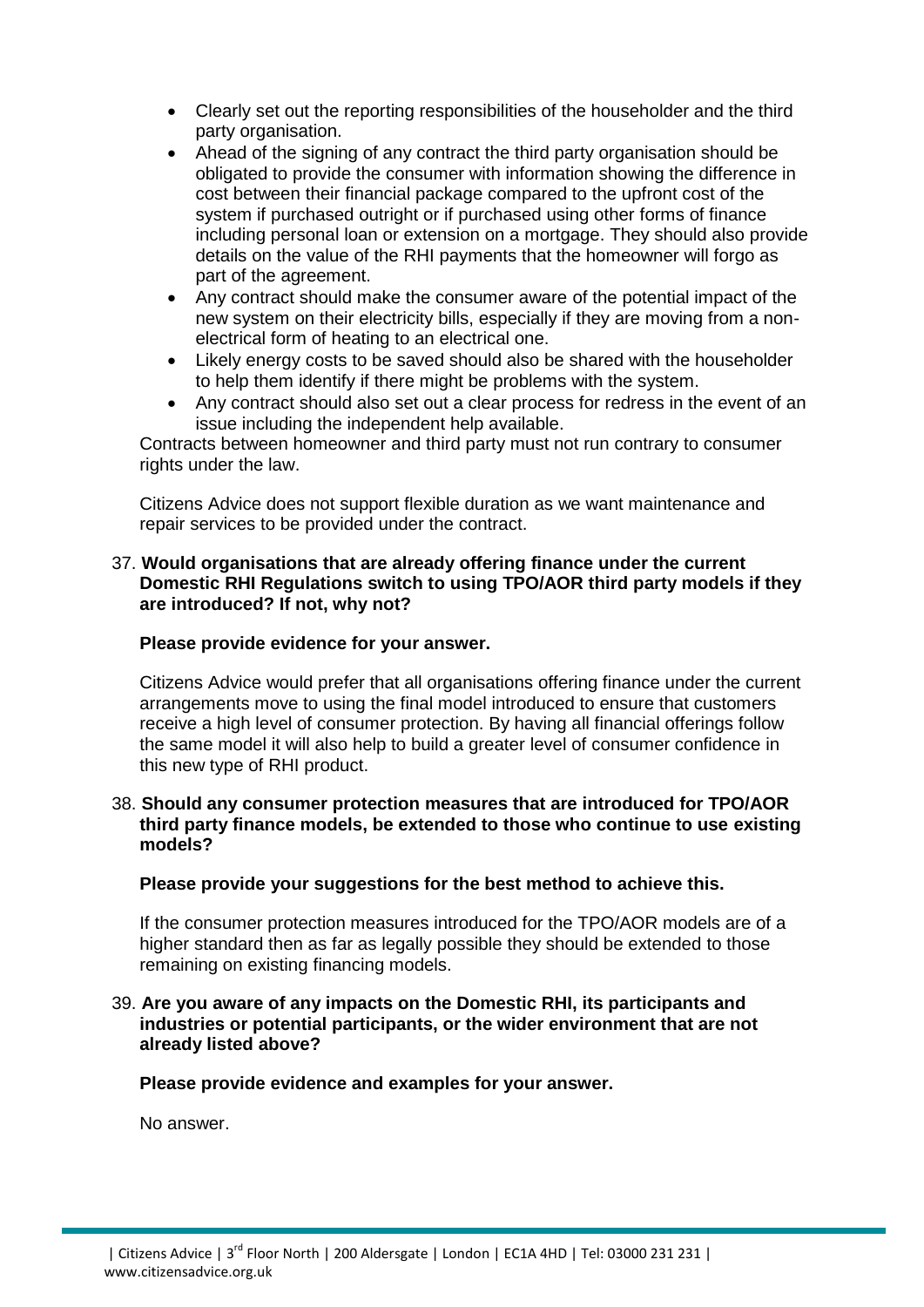- Clearly set out the reporting responsibilities of the householder and the third party organisation.
- Ahead of the signing of any contract the third party organisation should be obligated to provide the consumer with information showing the difference in cost between their financial package compared to the upfront cost of the system if purchased outright or if purchased using other forms of finance including personal loan or extension on a mortgage. They should also provide details on the value of the RHI payments that the homeowner will forgo as part of the agreement.
- Any contract should make the consumer aware of the potential impact of the new system on their electricity bills, especially if they are moving from a non-electrical form of heating to an electrical one.
- Likely energy costs to be saved should also be shared with the householder to help them identify if there might be problems with the system.
- Any contract should also set out a clear process for redress in the event of an issue including the independent help available.

Contracts between homeowner and third party must not run contrary to consumer rights under the law.

Citizens Advice does not support flexible duration as we want maintenance and repair services to be provided under the contract.

37. **Would organisations that are already offering finance under the current Domestic RHI Regulations switch to using TPO/AOR third party models if they are introduced? If not, why not?**

    **Please provide evidence for your answer.**

    Citizens Advice would prefer that all organisations offering finance under the current arrangements move to using the final model introduced to ensure that customers receive a high level of consumer protection. By having all financial offerings follow the same model it will also help to build a greater level of consumer confidence in this new type of RHI product.

38. **Should any consumer protection measures that are introduced for TPO/AOR third party finance models, be extended to those who continue to use existing models?**

    **Please provide your suggestions for the best method to achieve this.**

    If the consumer protection measures introduced for the TPO/AOR models are of a higher standard then as far as legally possible they should be extended to those remaining on existing financing models.

39. **Are you aware of any impacts on the Domestic RHI, its participants and industries or potential participants, or the wider environment that are not already listed above?**

    **Please provide evidence and examples for your answer.**

    No answer.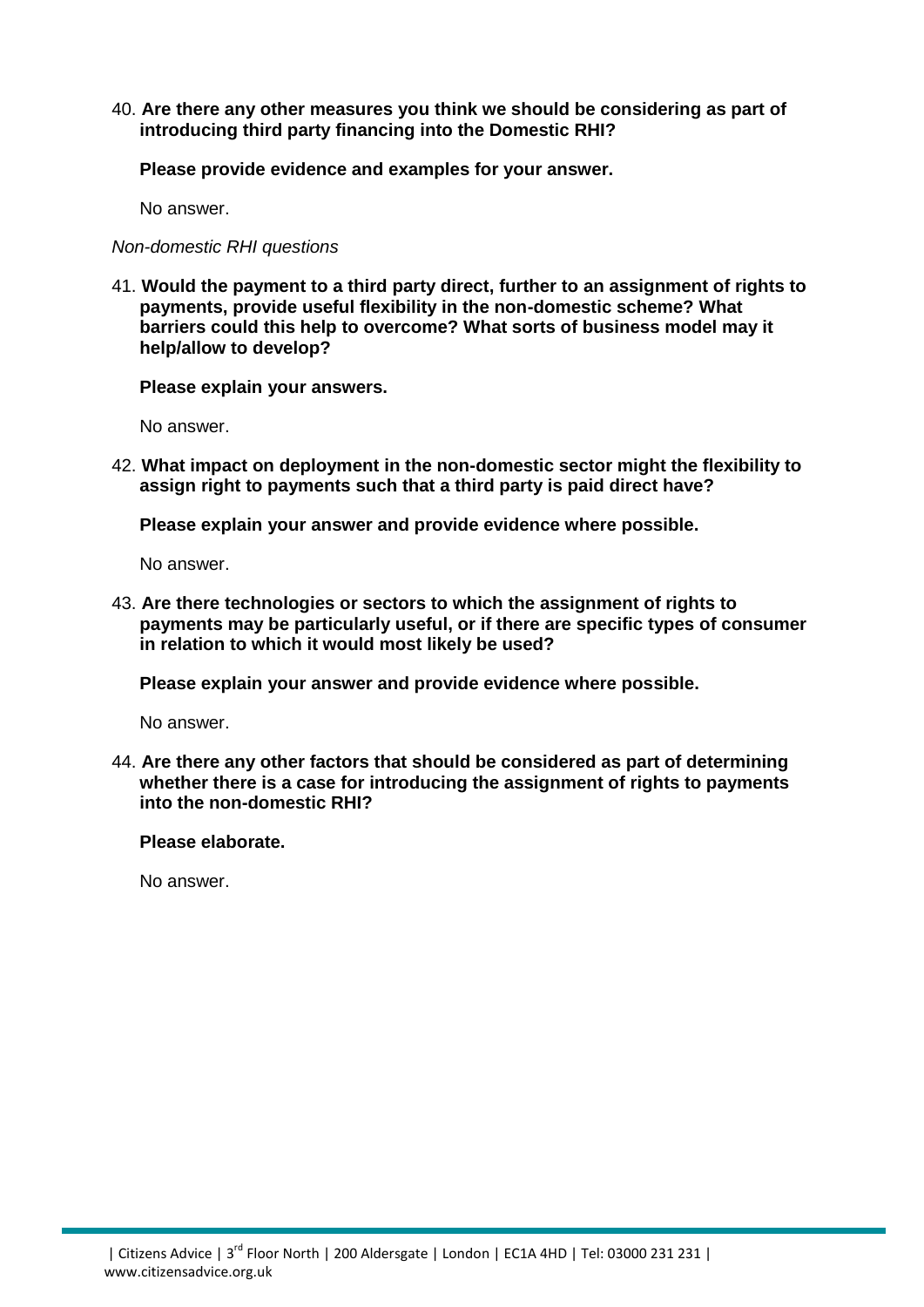40. **Are there any other measures you think we should be considering as part of introducing third party financing into the Domestic RHI?**

    **Please provide evidence and examples for your answer.**

    No answer.

*Non-domestic RHI questions*

41. **Would the payment to a third party direct, further to an assignment of rights to payments, provide useful flexibility in the non-domestic scheme? What barriers could this help to overcome? What sorts of business model may it help/allow to develop?**

    **Please explain your answers.**

    No answer.

42. **What impact on deployment in the non-domestic sector might the flexibility to assign right to payments such that a third party is paid direct have?**

    **Please explain your answer and provide evidence where possible.**

    No answer.

43. **Are there technologies or sectors to which the assignment of rights to payments may be particularly useful, or if there are specific types of consumer in relation to which it would most likely be used?**

    **Please explain your answer and provide evidence where possible.**

    No answer.

44. **Are there any other factors that should be considered as part of determining whether there is a case for introducing the assignment of rights to payments into the non-domestic RHI?**

    **Please elaborate.**

    No answer.